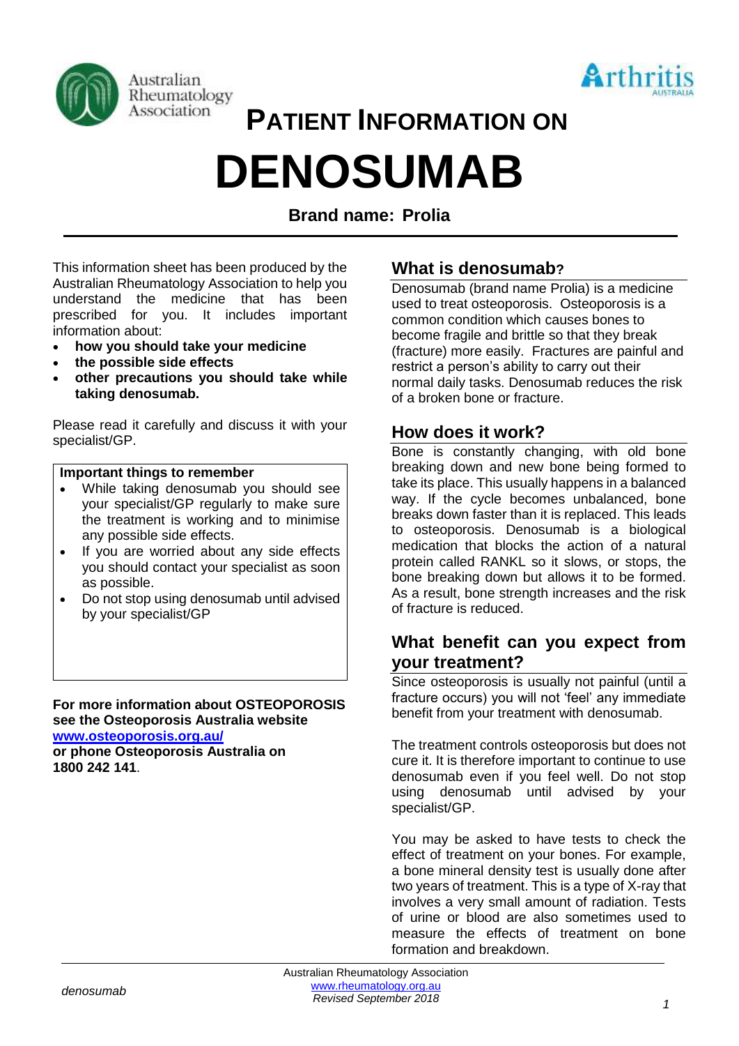Australian Rheumatology Association

Arthritis Australia

# PATIENT INFORMATION ON

# DENOSUMAB

**Brand name: Prolia**

This information sheet has been produced by the Australian Rheumatology Association to help you understand the medicine that has been prescribed for you. It includes important information about:

- **how you should take your medicine**
- **the possible side effects**
- **other precautions you should take while taking denosumab.**

Please read it carefully and discuss it with your specialist/GP.

**Important things to remember**

- While taking denosumab you should see your specialist/GP regularly to make sure the treatment is working and to minimise any possible side effects.
- If you are worried about any side effects you should contact your specialist as soon as possible.
- Do not stop using denosumab until advised by your specialist/GP

**For more information about OSTEOPOROSIS see the Osteoporosis Australia website [www.osteoporosis.org.au/](http://www.osteoporosis.org.au/) or phone Osteoporosis Australia on 1800 242 141**.

## What is denosumab?

Denosumab (brand name Prolia) is a medicine used to treat osteoporosis. Osteoporosis is a common condition which causes bones to become fragile and brittle so that they break (fracture) more easily. Fractures are painful and restrict a person's ability to carry out their normal daily tasks. Denosumab reduces the risk of a broken bone or fracture.

## How does it work?

Bone is constantly changing, with old bone breaking down and new bone being formed to take its place. This usually happens in a balanced way. If the cycle becomes unbalanced, bone breaks down faster than it is replaced. This leads to osteoporosis. Denosumab is a biological medication that blocks the action of a natural protein called RANKL so it slows, or stops, the bone breaking down but allows it to be formed. As a result, bone strength increases and the risk of fracture is reduced.

## What benefit can you expect from your treatment?

Since osteoporosis is usually not painful (until a fracture occurs) you will not 'feel' any immediate benefit from your treatment with denosumab.

The treatment controls osteoporosis but does not cure it. It is therefore important to continue to use denosumab even if you feel well. Do not stop using denosumab until advised by your specialist/GP.

You may be asked to have tests to check the effect of treatment on your bones. For example, a bone mineral density test is usually done after two years of treatment. This is a type of X-ray that involves a very small amount of radiation. Tests of urine or blood are also sometimes used to measure the effects of treatment on bone formation and breakdown.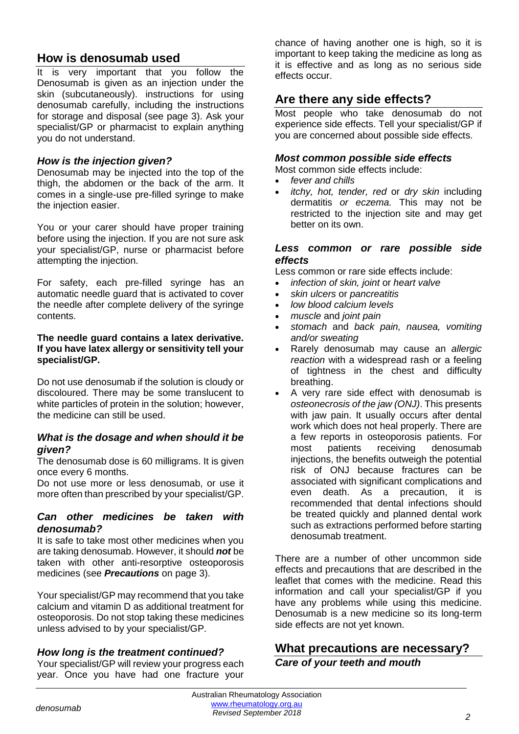## How is denosumab used

It is very important that you follow the Denosumab is given as an injection under the skin (subcutaneously). instructions for using denosumab carefully, including the instructions for storage and disposal (see page 3). Ask your specialist/GP or pharmacist to explain anything you do not understand.

### *How is the injection given?*

Denosumab may be injected into the top of the thigh, the abdomen or the back of the arm. It comes in a single-use pre-filled syringe to make the injection easier.

You or your carer should have proper training before using the injection. If you are not sure ask your specialist/GP, nurse or pharmacist before attempting the injection.

For safety, each pre-filled syringe has an automatic needle guard that is activated to cover the needle after complete delivery of the syringe contents.

**The needle guard contains a latex derivative. If you have latex allergy or sensitivity tell your specialist/GP.**

Do not use denosumab if the solution is cloudy or discoloured. There may be some translucent to white particles of protein in the solution; however, the medicine can still be used.

### *What is the dosage and when should it be given?*

The denosumab dose is 60 milligrams. It is given once every 6 months.

Do not use more or less denosumab, or use it more often than prescribed by your specialist/GP.

### *Can other medicines be taken with denosumab?*

It is safe to take most other medicines when you are taking denosumab. However, it should ***not*** be taken with other anti-resorptive osteoporosis medicines (see ***Precautions*** on page 3).

Your specialist/GP may recommend that you take calcium and vitamin D as additional treatment for osteoporosis. Do not stop taking these medicines unless advised to by your specialist/GP.

### *How long is the treatment continued?*

Your specialist/GP will review your progress each year. Once you have had one fracture your chance of having another one is high, so it is important to keep taking the medicine as long as it is effective and as long as no serious side effects occur.

## Are there any side effects?

Most people who take denosumab do not experience side effects. Tell your specialist/GP if you are concerned about possible side effects.

### *Most common possible side effects*

Most common side effects include:

- *fever and chills*
- *itchy, hot, tender, red* or *dry skin* including dermatitis *or eczema.* This may not be restricted to the injection site and may get better on its own.

### *Less common or rare possible side effects*

Less common or rare side effects include:

- *infection of skin, joint* or *heart valve*
- *skin ulcers* or *pancreatitis*
- *low blood calcium levels*
- *muscle* and *joint pain*
- *stomach* and *back pain, nausea, vomiting and/or sweating*
- Rarely denosumab may cause an *allergic reaction* with a widespread rash or a feeling of tightness in the chest and difficulty breathing.
- A very rare side effect with denosumab is *osteonecrosis of the jaw (ONJ)*. This presents with jaw pain. It usually occurs after dental work which does not heal properly. There are a few reports in osteoporosis patients. For most patients receiving denosumab injections, the benefits outweigh the potential risk of ONJ because fractures can be associated with significant complications and even death. As a precaution, it is recommended that dental infections should be treated quickly and planned dental work such as extractions performed before starting denosumab treatment.

There are a number of other uncommon side effects and precautions that are described in the leaflet that comes with the medicine. Read this information and call your specialist/GP if you have any problems while using this medicine. Denosumab is a new medicine so its long-term side effects are not yet known.

## What precautions are necessary?

### *Care of your teeth and mouth*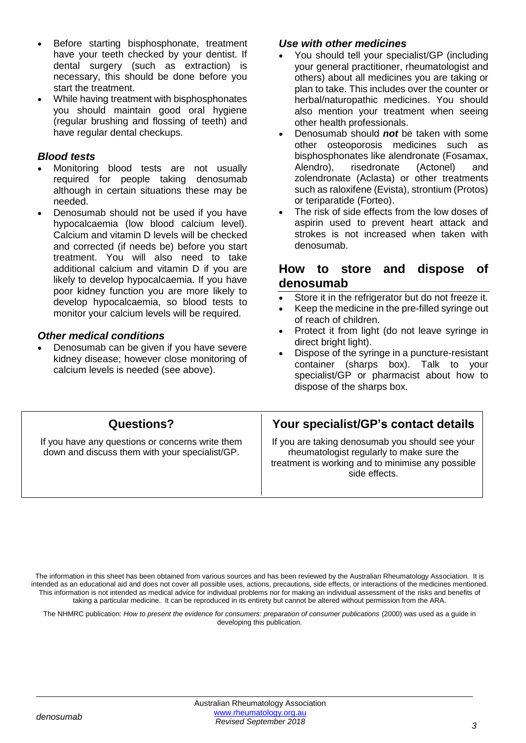- Before starting bisphosphonate, treatment have your teeth checked by your dentist. If dental surgery (such as extraction) is necessary, this should be done before you start the treatment.
- While having treatment with bisphosphonates you should maintain good oral hygiene (regular brushing and flossing of teeth) and have regular dental checkups.

### *Blood tests*

- Monitoring blood tests are not usually required for people taking denosumab although in certain situations these may be needed.
- Denosumab should not be used if you have hypocalcaemia (low blood calcium level). Calcium and vitamin D levels will be checked and corrected (if needs be) before you start treatment. You will also need to take additional calcium and vitamin D if you are likely to develop hypocalcaemia. If you have poor kidney function you are more likely to develop hypocalcaemia, so blood tests to monitor your calcium levels will be required.

### *Other medical conditions*

- Denosumab can be given if you have severe kidney disease; however close monitoring of calcium levels is needed (see above).

### *Use with other medicines*

- You should tell your specialist/GP (including your general practitioner, rheumatologist and others) about all medicines you are taking or plan to take. This includes over the counter or herbal/naturopathic medicines. You should also mention your treatment when seeing other health professionals.
- Denosumab should ***not*** be taken with some other osteoporosis medicines such as bisphosphonates like alendronate (Fosamax, Alendro), risedronate (Actonel) and zolendronate (Aclasta) or other treatments such as raloxifene (Evista), strontium (Protos) or teriparatide (Forteo).
- The risk of side effects from the low doses of aspirin used to prevent heart attack and strokes is not increased when taken with denosumab.

## How to store and dispose of denosumab

- Store it in the refrigerator but do not freeze it.
- Keep the medicine in the pre-filled syringe out of reach of children.
- Protect it from light (do not leave syringe in direct bright light).
- Dispose of the syringe in a puncture-resistant container (sharps box). Talk to your specialist/GP or pharmacist about how to dispose of the sharps box.

## Questions?

If you have any questions or concerns write them down and discuss them with your specialist/GP.

## Your specialist/GP's contact details

If you are taking denosumab you should see your rheumatologist regularly to make sure the treatment is working and to minimise any possible side effects.

The information in this sheet has been obtained from various sources and has been reviewed by the Australian Rheumatology Association. It is intended as an educational aid and does not cover all possible uses, actions, precautions, side effects, or interactions of the medicines mentioned. This information is not intended as medical advice for individual problems nor for making an individual assessment of the risks and benefits of taking a particular medicine. It can be reproduced in its entirety but cannot be altered without permission from the ARA.

The NHMRC publication: *How to present the evidence for consumers: preparation of consumer publications* (2000) was used as a guide in developing this publication.